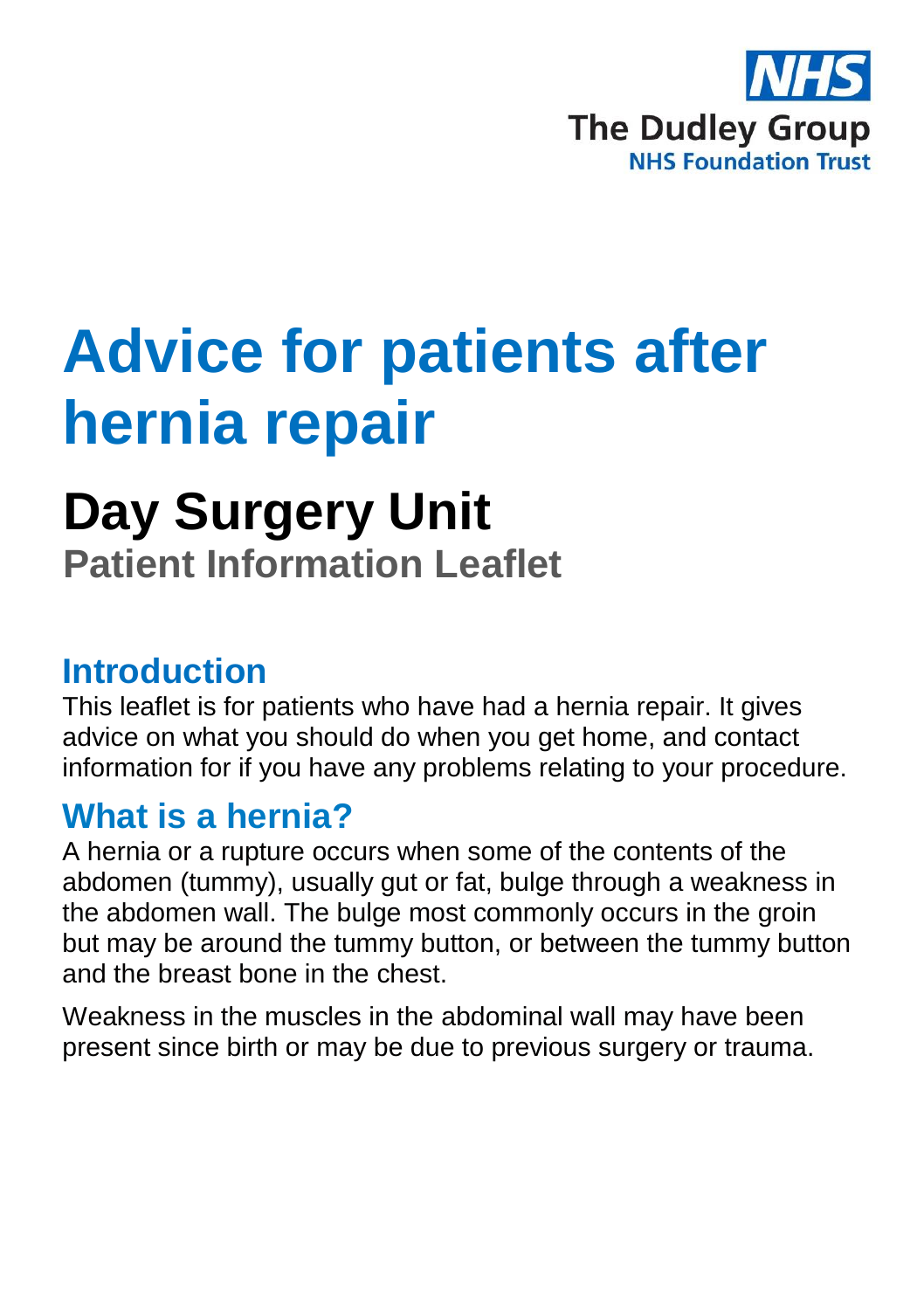NHS
The Dudley Group
NHS Foundation Trust

# Advice for patients after hernia repair

## Day Surgery Unit

### Patient Information Leaflet

## Introduction

This leaflet is for patients who have had a hernia repair. It gives advice on what you should do when you get home, and contact information for if you have any problems relating to your procedure.

## What is a hernia?

A hernia or a rupture occurs when some of the contents of the abdomen (tummy), usually gut or fat, bulge through a weakness in the abdomen wall. The bulge most commonly occurs in the groin but may be around the tummy button, or between the tummy button and the breast bone in the chest.

Weakness in the muscles in the abdominal wall may have been present since birth or may be due to previous surgery or trauma.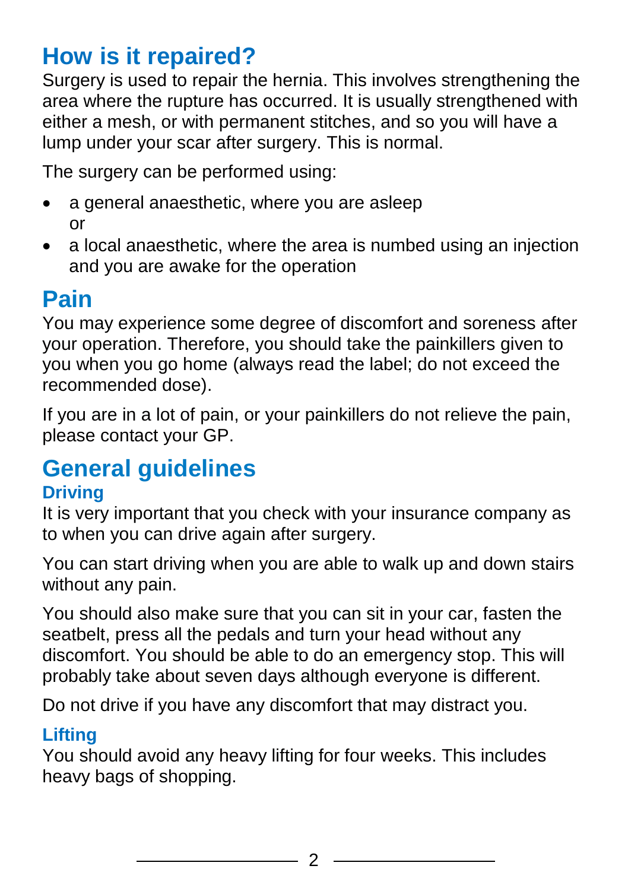## How is it repaired?

Surgery is used to repair the hernia. This involves strengthening the area where the rupture has occurred. It is usually strengthened with either a mesh, or with permanent stitches, and so you will have a lump under your scar after surgery. This is normal.

The surgery can be performed using:

- a general anaesthetic, where you are asleep or
- a local anaesthetic, where the area is numbed using an injection and you are awake for the operation

## Pain

You may experience some degree of discomfort and soreness after your operation. Therefore, you should take the painkillers given to you when you go home (always read the label; do not exceed the recommended dose).

If you are in a lot of pain, or your painkillers do not relieve the pain, please contact your GP.

## General guidelines

### Driving

It is very important that you check with your insurance company as to when you can drive again after surgery.

You can start driving when you are able to walk up and down stairs without any pain.

You should also make sure that you can sit in your car, fasten the seatbelt, press all the pedals and turn your head without any discomfort. You should be able to do an emergency stop. This will probably take about seven days although everyone is different.

Do not drive if you have any discomfort that may distract you.

### Lifting

You should avoid any heavy lifting for four weeks. This includes heavy bags of shopping.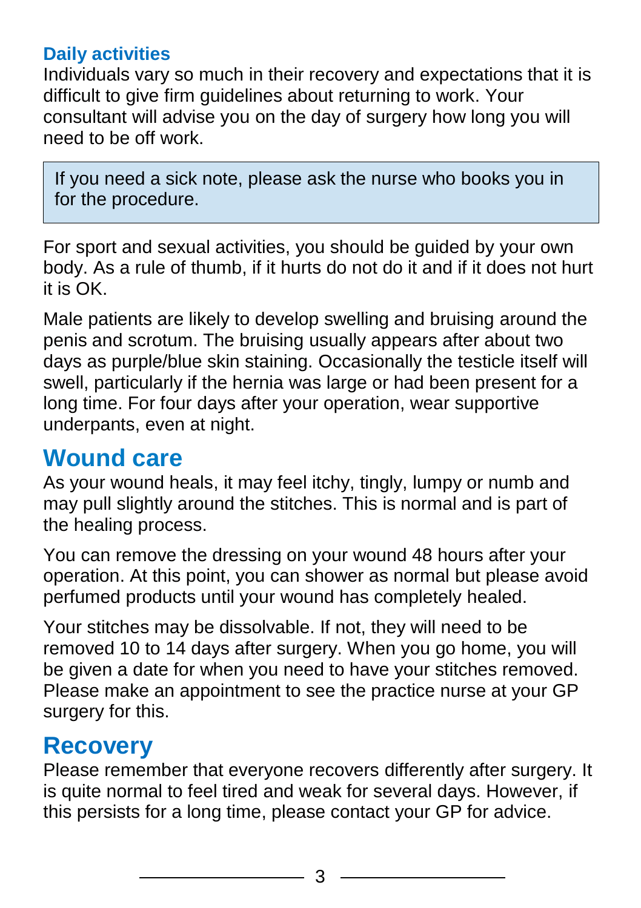### Daily activities

Individuals vary so much in their recovery and expectations that it is difficult to give firm guidelines about returning to work. Your consultant will advise you on the day of surgery how long you will need to be off work.

> If you need a sick note, please ask the nurse who books you in for the procedure.

For sport and sexual activities, you should be guided by your own body. As a rule of thumb, if it hurts do not do it and if it does not hurt it is OK.

Male patients are likely to develop swelling and bruising around the penis and scrotum. The bruising usually appears after about two days as purple/blue skin staining. Occasionally the testicle itself will swell, particularly if the hernia was large or had been present for a long time. For four days after your operation, wear supportive underpants, even at night.

## Wound care

As your wound heals, it may feel itchy, tingly, lumpy or numb and may pull slightly around the stitches. This is normal and is part of the healing process.

You can remove the dressing on your wound 48 hours after your operation. At this point, you can shower as normal but please avoid perfumed products until your wound has completely healed.

Your stitches may be dissolvable. If not, they will need to be removed 10 to 14 days after surgery. When you go home, you will be given a date for when you need to have your stitches removed. Please make an appointment to see the practice nurse at your GP surgery for this.

## Recovery

Please remember that everyone recovers differently after surgery. It is quite normal to feel tired and weak for several days. However, if this persists for a long time, please contact your GP for advice.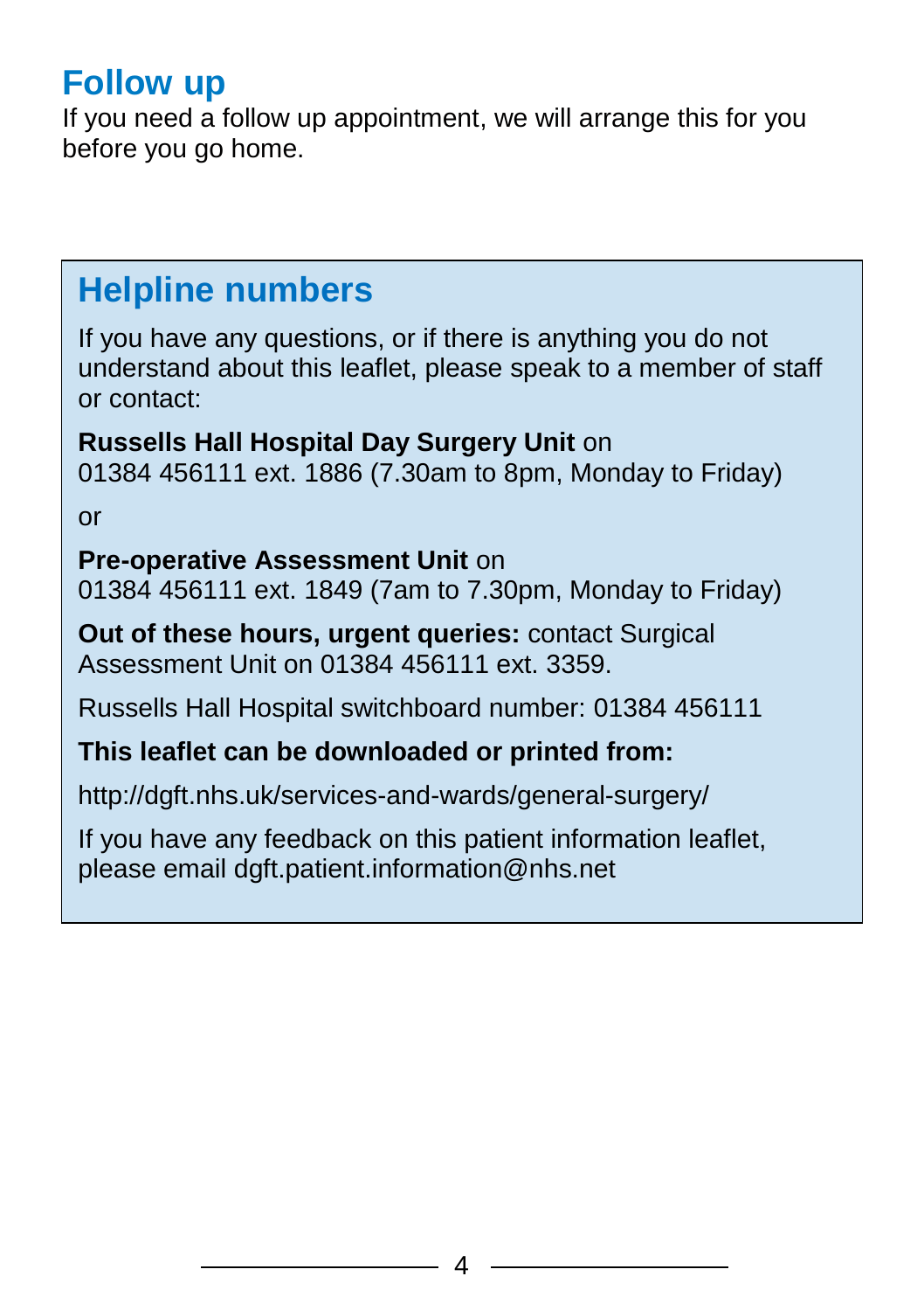## Follow up

If you need a follow up appointment, we will arrange this for you before you go home.

## Helpline numbers

If you have any questions, or if there is anything you do not understand about this leaflet, please speak to a member of staff or contact:

**Russells Hall Hospital Day Surgery Unit** on
01384 456111 ext. 1886 (7.30am to 8pm, Monday to Friday)

or

**Pre-operative Assessment Unit** on
01384 456111 ext. 1849 (7am to 7.30pm, Monday to Friday)

**Out of these hours, urgent queries:** contact Surgical Assessment Unit on 01384 456111 ext. 3359.

Russells Hall Hospital switchboard number: 01384 456111

**This leaflet can be downloaded or printed from:**

http://dgft.nhs.uk/services-and-wards/general-surgery/

If you have any feedback on this patient information leaflet, please email dgft.patient.information@nhs.net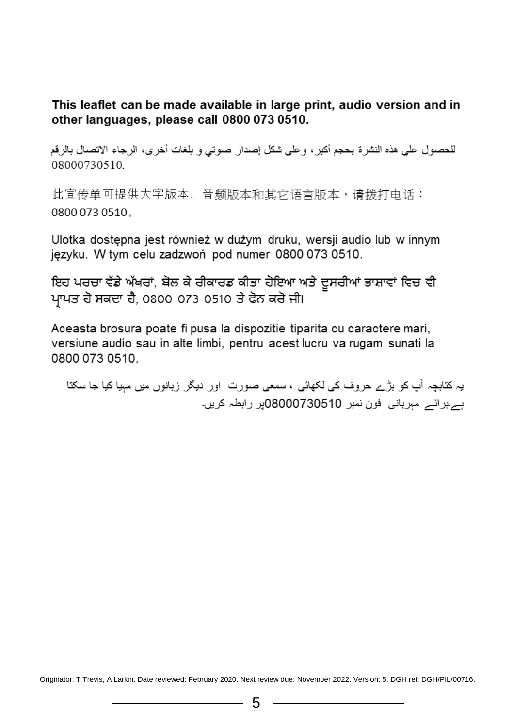**This leaflet can be made available in large print, audio version and in other languages, please call 0800 073 0510.**

للحصول على هذه النشرة بحجم أكبر، وعلى شكل إصدار صوتي و بلغات أخرى، الرجاء الاتصال بالرقم 08000730510.

此宣传单可提供大字版本、音频版本和其它语言版本，请拨打电话：0800 073 0510。

Ulotka dostępna jest również w dużym druku, wersji audio lub w innym języku. W tym celu zadzwoń pod numer 0800 073 0510.

ਇਹ ਪਰਚਾ ਵੱਡੇ ਅੱਖਰਾਂ, ਬੋਲ ਕੇ ਰੀਕਾਰਡ ਕੀਤਾ ਹੋਇਆ ਅਤੇ ਦੂਸਰੀਆਂ ਭਾਸ਼ਾਵਾਂ ਵਿਚ ਵੀ ਪ੍ਰਾਪਤ ਹੋ ਸਕਦਾ ਹੈ, 0800 073 0510 ਤੇ ਫੋਨ ਕਰੋ ਜੀ।

Aceasta brosura poate fi pusa la dispozitie tiparita cu caractere mari, versiune audio sau in alte limbi, pentru acest lucru va rugam sunati la 0800 073 0510.

یہ کتابچہ آپ کو بڑے حروف کی لکھائی ، سمعی صورت اور دیگر زبانوں میں مہیا کیا جا سکتا ہے۔برائے مہربانی فون نمبر 08000730510پر رابطہ کریں۔

Originator: T Trevis, A Larkin. Date reviewed: February 2020. Next review due: November 2022. Version: 5. DGH ref: DGH/PIL/00716.